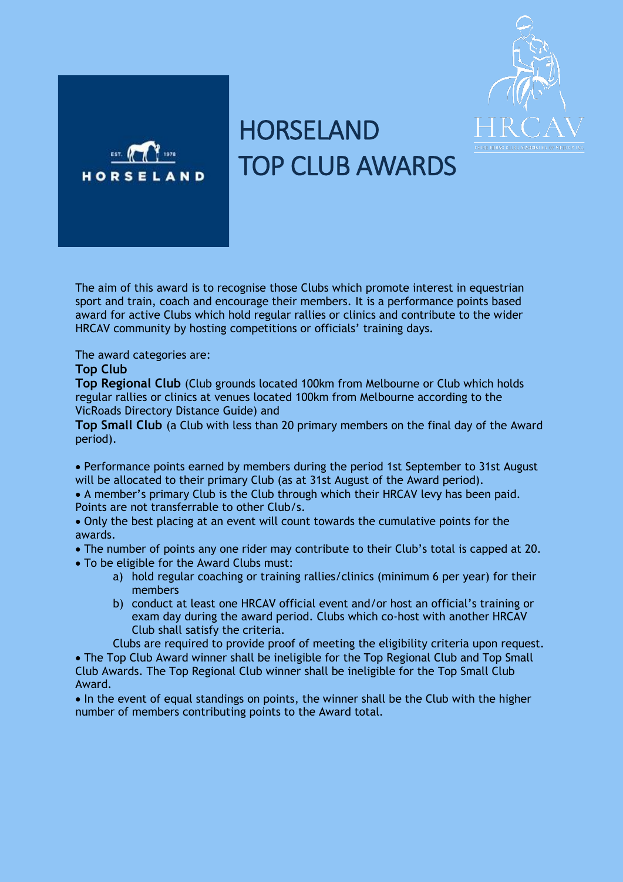# HORSELAND TOP CLUB AWARDS

The aim of this award is to recognise those Clubs which promote interest in equestrian sport and train, coach and encourage their members. It is a performance points based award for active Clubs which hold regular rallies or clinics and contribute to the wider HRCAV community by hosting competitions or officials' training days.

The award categories are:

**Top Club**

**Top Regional Club** (Club grounds located 100km from Melbourne or Club which holds regular rallies or clinics at venues located 100km from Melbourne according to the VicRoads Directory Distance Guide) and

**Top Small Club** (a Club with less than 20 primary members on the final day of the Award period).

- Performance points earned by members during the period 1st September to 31st August will be allocated to their primary Club (as at 31st August of the Award period).
- A member's primary Club is the Club through which their HRCAV levy has been paid. Points are not transferrable to other Club/s.
- Only the best placing at an event will count towards the cumulative points for the awards.
- The number of points any one rider may contribute to their Club's total is capped at 20.
- To be eligible for the Award Clubs must:
    a) hold regular coaching or training rallies/clinics (minimum 6 per year) for their members
    b) conduct at least one HRCAV official event and/or host an official's training or exam day during the award period. Clubs which co-host with another HRCAV Club shall satisfy the criteria.

  Clubs are required to provide proof of meeting the eligibility criteria upon request.
- The Top Club Award winner shall be ineligible for the Top Regional Club and Top Small Club Awards. The Top Regional Club winner shall be ineligible for the Top Small Club Award.
- In the event of equal standings on points, the winner shall be the Club with the higher number of members contributing points to the Award total.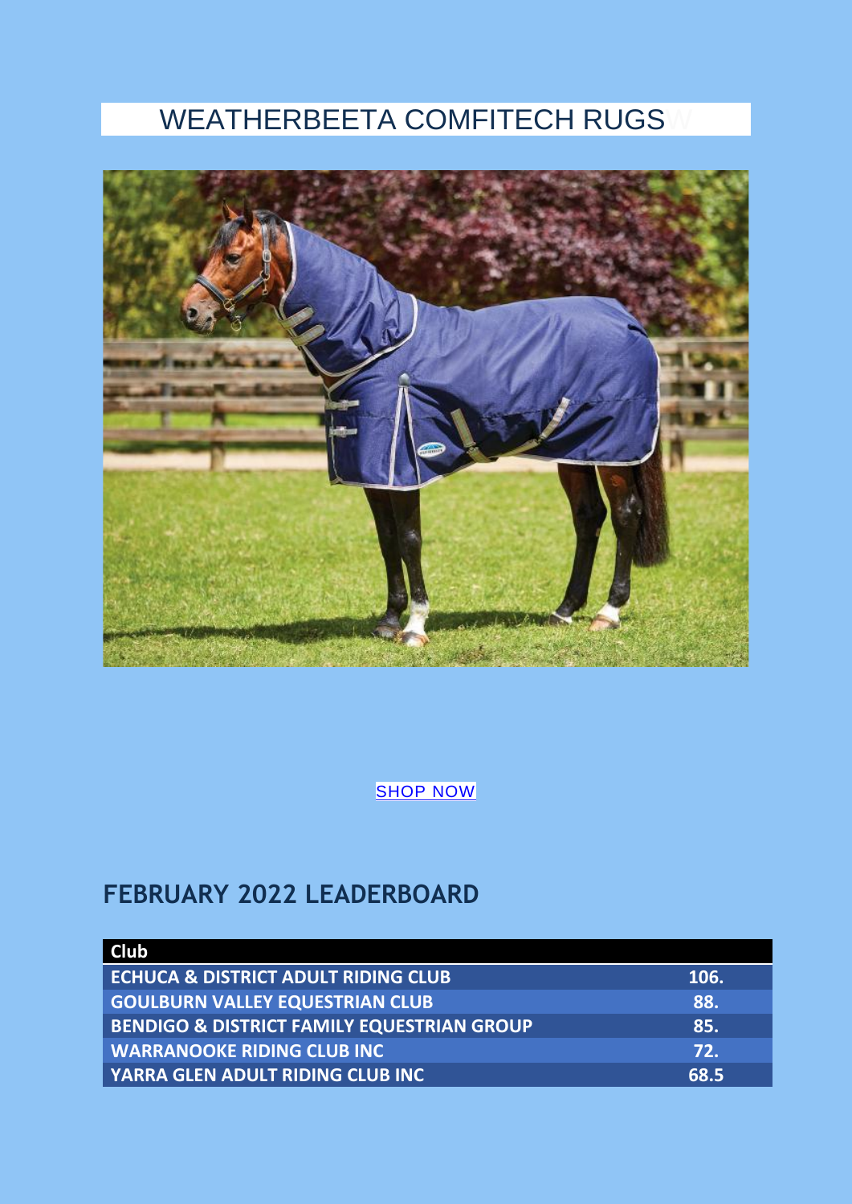# WEATHERBEETA COMFITECH RUGS

SHOP NOW

## FEBRUARY 2022 LEADERBOARD

| Club | |
|---|---|
| ECHUCA & DISTRICT ADULT RIDING CLUB | 106. |
| GOULBURN VALLEY EQUESTRIAN CLUB | 88. |
| BENDIGO & DISTRICT FAMILY EQUESTRIAN GROUP | 85. |
| WARRANOOKE RIDING CLUB INC | 72. |
| YARRA GLEN ADULT RIDING CLUB INC | 68.5 |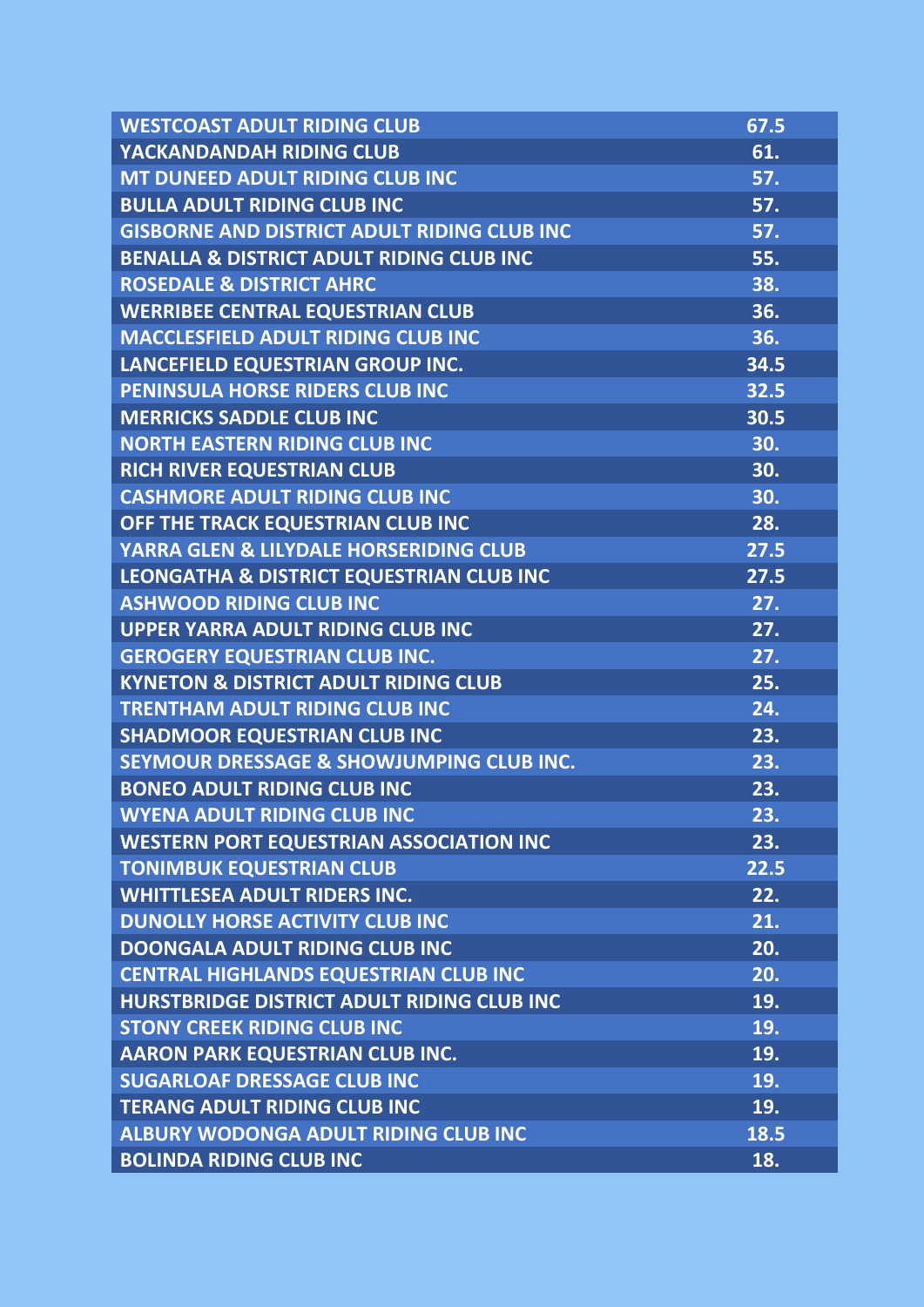| | |
|---|---|
| WESTCOAST ADULT RIDING CLUB | 67.5 |
| YACKANDANDAH RIDING CLUB | 61. |
| MT DUNEED ADULT RIDING CLUB INC | 57. |
| BULLA ADULT RIDING CLUB INC | 57. |
| GISBORNE AND DISTRICT ADULT RIDING CLUB INC | 57. |
| BENALLA & DISTRICT ADULT RIDING CLUB INC | 55. |
| ROSEDALE & DISTRICT AHRC | 38. |
| WERRIBEE CENTRAL EQUESTRIAN CLUB | 36. |
| MACCLESFIELD ADULT RIDING CLUB INC | 36. |
| LANCEFIELD EQUESTRIAN GROUP INC. | 34.5 |
| PENINSULA HORSE RIDERS CLUB INC | 32.5 |
| MERRICKS SADDLE CLUB INC | 30.5 |
| NORTH EASTERN RIDING CLUB INC | 30. |
| RICH RIVER EQUESTRIAN CLUB | 30. |
| CASHMORE ADULT RIDING CLUB INC | 30. |
| OFF THE TRACK EQUESTRIAN CLUB INC | 28. |
| YARRA GLEN & LILYDALE HORSERIDING CLUB | 27.5 |
| LEONGATHA & DISTRICT EQUESTRIAN CLUB INC | 27.5 |
| ASHWOOD RIDING CLUB INC | 27. |
| UPPER YARRA ADULT RIDING CLUB INC | 27. |
| GEROGERY EQUESTRIAN CLUB INC. | 27. |
| KYNETON & DISTRICT ADULT RIDING CLUB | 25. |
| TRENTHAM ADULT RIDING CLUB INC | 24. |
| SHADMOOR EQUESTRIAN CLUB INC | 23. |
| SEYMOUR DRESSAGE & SHOWJUMPING CLUB INC. | 23. |
| BONEO ADULT RIDING CLUB INC | 23. |
| WYENA ADULT RIDING CLUB INC | 23. |
| WESTERN PORT EQUESTRIAN ASSOCIATION INC | 23. |
| TONIMBUK EQUESTRIAN CLUB | 22.5 |
| WHITTLESEA ADULT RIDERS INC. | 22. |
| DUNOLLY HORSE ACTIVITY CLUB INC | 21. |
| DOONGALA ADULT RIDING CLUB INC | 20. |
| CENTRAL HIGHLANDS EQUESTRIAN CLUB INC | 20. |
| HURSTBRIDGE DISTRICT ADULT RIDING CLUB INC | 19. |
| STONY CREEK RIDING CLUB INC | 19. |
| AARON PARK EQUESTRIAN CLUB INC. | 19. |
| SUGARLOAF DRESSAGE CLUB INC | 19. |
| TERANG ADULT RIDING CLUB INC | 19. |
| ALBURY WODONGA ADULT RIDING CLUB INC | 18.5 |
| BOLINDA RIDING CLUB INC | 18. |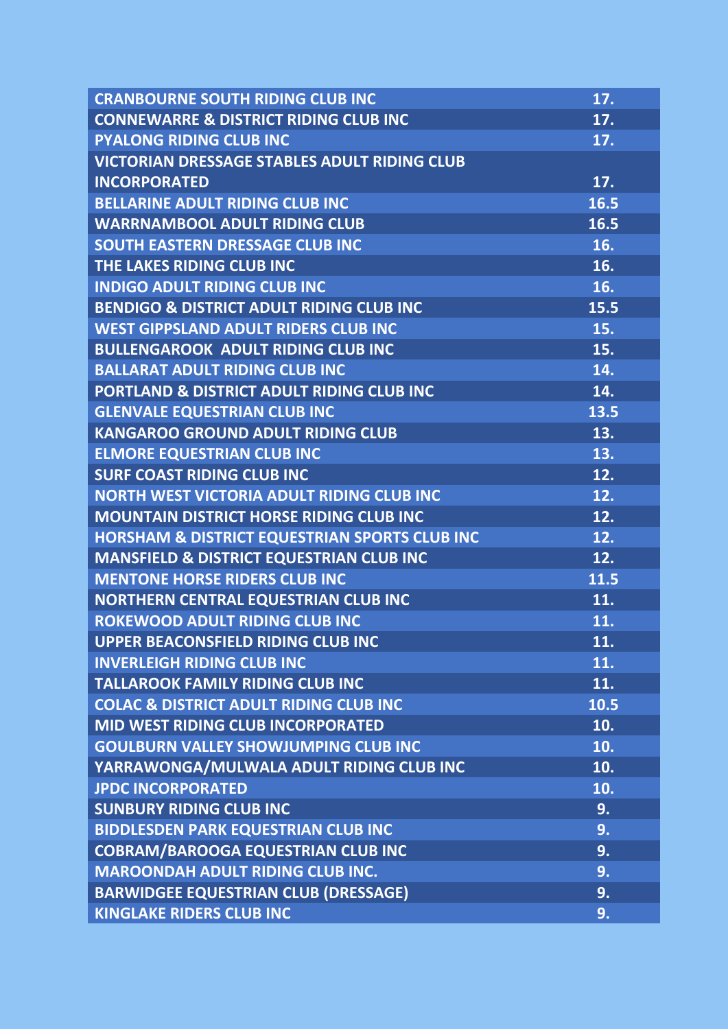| | |
|---|---|
| CRANBOURNE SOUTH RIDING CLUB INC | 17. |
| CONNEWARRE & DISTRICT RIDING CLUB INC | 17. |
| PYALONG RIDING CLUB INC | 17. |
| VICTORIAN DRESSAGE STABLES ADULT RIDING CLUB INCORPORATED | 17. |
| BELLARINE ADULT RIDING CLUB INC | 16.5 |
| WARRNAMBOOL ADULT RIDING CLUB | 16.5 |
| SOUTH EASTERN DRESSAGE CLUB INC | 16. |
| THE LAKES RIDING CLUB INC | 16. |
| INDIGO ADULT RIDING CLUB INC | 16. |
| BENDIGO & DISTRICT ADULT RIDING CLUB INC | 15.5 |
| WEST GIPPSLAND ADULT RIDERS CLUB INC | 15. |
| BULLENGAROOK ADULT RIDING CLUB INC | 15. |
| BALLARAT ADULT RIDING CLUB INC | 14. |
| PORTLAND & DISTRICT ADULT RIDING CLUB INC | 14. |
| GLENVALE EQUESTRIAN CLUB INC | 13.5 |
| KANGAROO GROUND ADULT RIDING CLUB | 13. |
| ELMORE EQUESTRIAN CLUB INC | 13. |
| SURF COAST RIDING CLUB INC | 12. |
| NORTH WEST VICTORIA ADULT RIDING CLUB INC | 12. |
| MOUNTAIN DISTRICT HORSE RIDING CLUB INC | 12. |
| HORSHAM & DISTRICT EQUESTRIAN SPORTS CLUB INC | 12. |
| MANSFIELD & DISTRICT EQUESTRIAN CLUB INC | 12. |
| MENTONE HORSE RIDERS CLUB INC | 11.5 |
| NORTHERN CENTRAL EQUESTRIAN CLUB INC | 11. |
| ROKEWOOD ADULT RIDING CLUB INC | 11. |
| UPPER BEACONSFIELD RIDING CLUB INC | 11. |
| INVERLEIGH RIDING CLUB INC | 11. |
| TALLAROOK FAMILY RIDING CLUB INC | 11. |
| COLAC & DISTRICT ADULT RIDING CLUB INC | 10.5 |
| MID WEST RIDING CLUB INCORPORATED | 10. |
| GOULBURN VALLEY SHOWJUMPING CLUB INC | 10. |
| YARRAWONGA/MULWALA ADULT RIDING CLUB INC | 10. |
| JPDC INCORPORATED | 10. |
| SUNBURY RIDING CLUB INC | 9. |
| BIDDLESDEN PARK EQUESTRIAN CLUB INC | 9. |
| COBRAM/BAROOGA EQUESTRIAN CLUB INC | 9. |
| MAROONDAH ADULT RIDING CLUB INC. | 9. |
| BARWIDGEE EQUESTRIAN CLUB (DRESSAGE) | 9. |
| KINGLAKE RIDERS CLUB INC | 9. |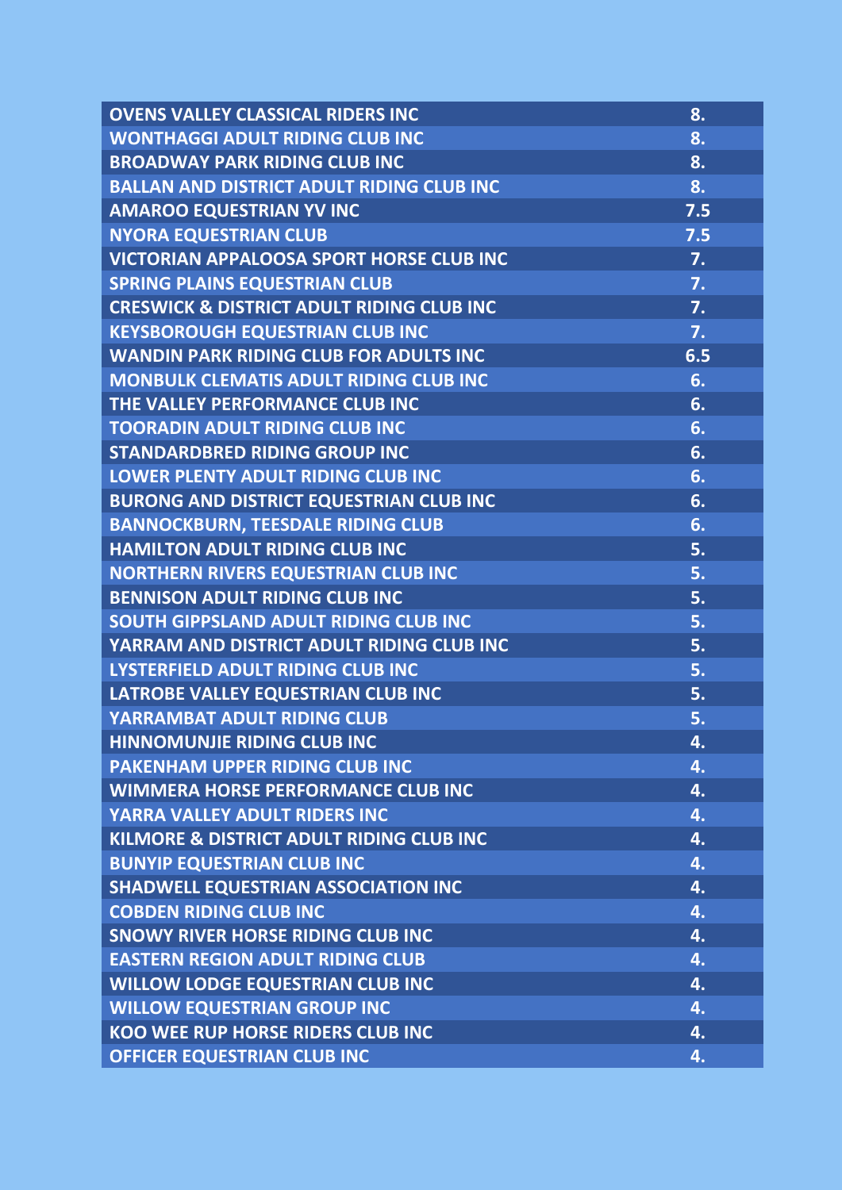| | |
|---|---|
| OVENS VALLEY CLASSICAL RIDERS INC | 8. |
| WONTHAGGI ADULT RIDING CLUB INC | 8. |
| BROADWAY PARK RIDING CLUB INC | 8. |
| BALLAN AND DISTRICT ADULT RIDING CLUB INC | 8. |
| AMAROO EQUESTRIAN YV INC | 7.5 |
| NYORA EQUESTRIAN CLUB | 7.5 |
| VICTORIAN APPALOOSA SPORT HORSE CLUB INC | 7. |
| SPRING PLAINS EQUESTRIAN CLUB | 7. |
| CRESWICK & DISTRICT ADULT RIDING CLUB INC | 7. |
| KEYSBOROUGH EQUESTRIAN CLUB INC | 7. |
| WANDIN PARK RIDING CLUB FOR ADULTS INC | 6.5 |
| MONBULK CLEMATIS ADULT RIDING CLUB INC | 6. |
| THE VALLEY PERFORMANCE CLUB INC | 6. |
| TOORADIN ADULT RIDING CLUB INC | 6. |
| STANDARDBRED RIDING GROUP INC | 6. |
| LOWER PLENTY ADULT RIDING CLUB INC | 6. |
| BURONG AND DISTRICT EQUESTRIAN CLUB INC | 6. |
| BANNOCKBURN, TEESDALE RIDING CLUB | 6. |
| HAMILTON ADULT RIDING CLUB INC | 5. |
| NORTHERN RIVERS EQUESTRIAN CLUB INC | 5. |
| BENNISON ADULT RIDING CLUB INC | 5. |
| SOUTH GIPPSLAND ADULT RIDING CLUB INC | 5. |
| YARRAM AND DISTRICT ADULT RIDING CLUB INC | 5. |
| LYSTERFIELD ADULT RIDING CLUB INC | 5. |
| LATROBE VALLEY EQUESTRIAN CLUB INC | 5. |
| YARRAMBAT ADULT RIDING CLUB | 5. |
| HINNOMUNJIE RIDING CLUB INC | 4. |
| PAKENHAM UPPER RIDING CLUB INC | 4. |
| WIMMERA HORSE PERFORMANCE CLUB INC | 4. |
| YARRA VALLEY ADULT RIDERS INC | 4. |
| KILMORE & DISTRICT ADULT RIDING CLUB INC | 4. |
| BUNYIP EQUESTRIAN CLUB INC | 4. |
| SHADWELL EQUESTRIAN ASSOCIATION INC | 4. |
| COBDEN RIDING CLUB INC | 4. |
| SNOWY RIVER HORSE RIDING CLUB INC | 4. |
| EASTERN REGION ADULT RIDING CLUB | 4. |
| WILLOW LODGE EQUESTRIAN CLUB INC | 4. |
| WILLOW EQUESTRIAN GROUP INC | 4. |
| KOO WEE RUP HORSE RIDERS CLUB INC | 4. |
| OFFICER EQUESTRIAN CLUB INC | 4. |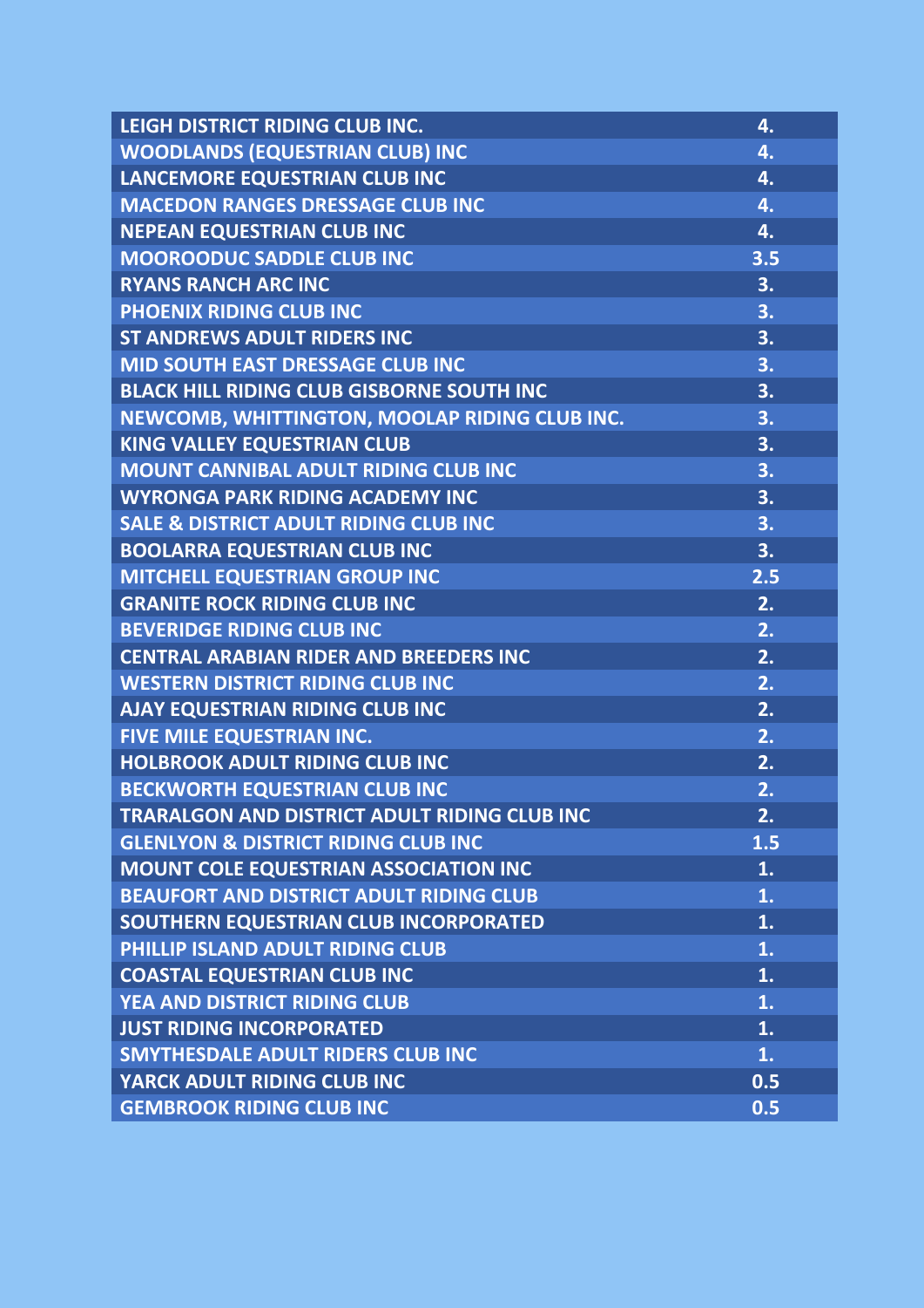| | |
|---|---|
| LEIGH DISTRICT RIDING CLUB INC. | 4. |
| WOODLANDS (EQUESTRIAN CLUB) INC | 4. |
| LANCEMORE EQUESTRIAN CLUB INC | 4. |
| MACEDON RANGES DRESSAGE CLUB INC | 4. |
| NEPEAN EQUESTRIAN CLUB INC | 4. |
| MOOROODUC SADDLE CLUB INC | 3.5 |
| RYANS RANCH ARC INC | 3. |
| PHOENIX RIDING CLUB INC | 3. |
| ST ANDREWS ADULT RIDERS INC | 3. |
| MID SOUTH EAST DRESSAGE CLUB INC | 3. |
| BLACK HILL RIDING CLUB GISBORNE SOUTH INC | 3. |
| NEWCOMB, WHITTINGTON, MOOLAP RIDING CLUB INC. | 3. |
| KING VALLEY EQUESTRIAN CLUB | 3. |
| MOUNT CANNIBAL ADULT RIDING CLUB INC | 3. |
| WYRONGA PARK RIDING ACADEMY INC | 3. |
| SALE & DISTRICT ADULT RIDING CLUB INC | 3. |
| BOOLARRA EQUESTRIAN CLUB INC | 3. |
| MITCHELL EQUESTRIAN GROUP INC | 2.5 |
| GRANITE ROCK RIDING CLUB INC | 2. |
| BEVERIDGE RIDING CLUB INC | 2. |
| CENTRAL ARABIAN RIDER AND BREEDERS INC | 2. |
| WESTERN DISTRICT RIDING CLUB INC | 2. |
| AJAY EQUESTRIAN RIDING CLUB INC | 2. |
| FIVE MILE EQUESTRIAN INC. | 2. |
| HOLBROOK ADULT RIDING CLUB INC | 2. |
| BECKWORTH EQUESTRIAN CLUB INC | 2. |
| TRARALGON AND DISTRICT ADULT RIDING CLUB INC | 2. |
| GLENLYON & DISTRICT RIDING CLUB INC | 1.5 |
| MOUNT COLE EQUESTRIAN ASSOCIATION INC | 1. |
| BEAUFORT AND DISTRICT ADULT RIDING CLUB | 1. |
| SOUTHERN EQUESTRIAN CLUB INCORPORATED | 1. |
| PHILLIP ISLAND ADULT RIDING CLUB | 1. |
| COASTAL EQUESTRIAN CLUB INC | 1. |
| YEA AND DISTRICT RIDING CLUB | 1. |
| JUST RIDING INCORPORATED | 1. |
| SMYTHESDALE ADULT RIDERS CLUB INC | 1. |
| YARCK ADULT RIDING CLUB INC | 0.5 |
| GEMBROOK RIDING CLUB INC | 0.5 |